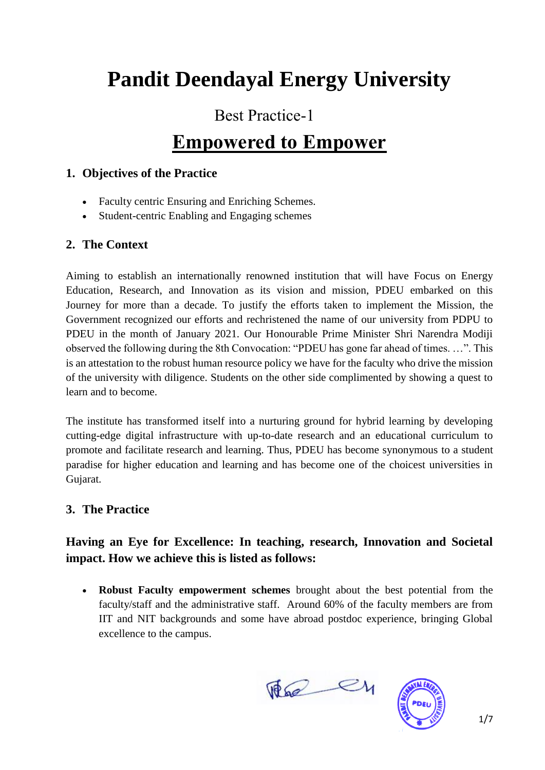# Pandit Deendayal Energy University

Best Practice-1

## Empowered to Empower

### 1. Objectives of the Practice

- Faculty centric Ensuring and Enriching Schemes.
- Student-centric Enabling and Engaging schemes

### 2. The Context

Aiming to establish an internationally renowned institution that will have Focus on Energy Education, Research, and Innovation as its vision and mission, PDEU embarked on this Journey for more than a decade. To justify the efforts taken to implement the Mission, the Government recognized our efforts and rechristened the name of our university from PDPU to PDEU in the month of January 2021. Our Honourable Prime Minister Shri Narendra Modiji observed the following during the 8th Convocation: "PDEU has gone far ahead of times. …". This is an attestation to the robust human resource policy we have for the faculty who drive the mission of the university with diligence. Students on the other side complimented by showing a quest to learn and to become.

The institute has transformed itself into a nurturing ground for hybrid learning by developing cutting-edge digital infrastructure with up-to-date research and an educational curriculum to promote and facilitate research and learning. Thus, PDEU has become synonymous to a student paradise for higher education and learning and has become one of the choicest universities in Gujarat.

### 3. The Practice

**Having an Eye for Excellence: In teaching, research, Innovation and Societal impact. How we achieve this is listed as follows:**

- **Robust Faculty empowerment schemes** brought about the best potential from the faculty/staff and the administrative staff. Around 60% of the faculty members are from IIT and NIT backgrounds and some have abroad postdoc experience, bringing Global excellence to the campus.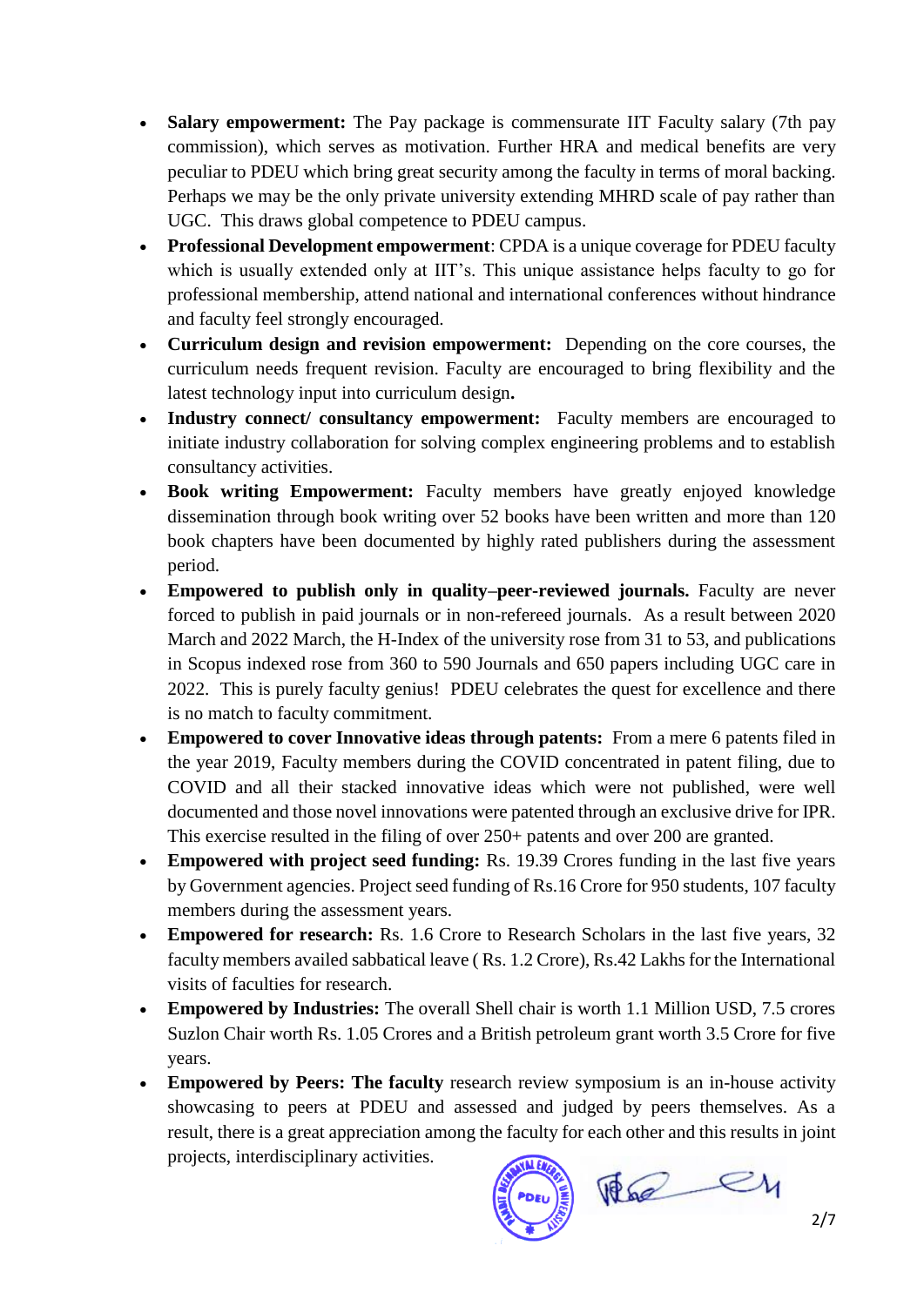- **Salary empowerment:** The Pay package is commensurate IIT Faculty salary (7th pay commission), which serves as motivation. Further HRA and medical benefits are very peculiar to PDEU which bring great security among the faculty in terms of moral backing. Perhaps we may be the only private university extending MHRD scale of pay rather than UGC. This draws global competence to PDEU campus.
- **Professional Development empowerment**: CPDA is a unique coverage for PDEU faculty which is usually extended only at IIT's. This unique assistance helps faculty to go for professional membership, attend national and international conferences without hindrance and faculty feel strongly encouraged.
- **Curriculum design and revision empowerment:** Depending on the core courses, the curriculum needs frequent revision. Faculty are encouraged to bring flexibility and the latest technology input into curriculum design**.**
- **Industry connect/ consultancy empowerment:** Faculty members are encouraged to initiate industry collaboration for solving complex engineering problems and to establish consultancy activities.
- **Book writing Empowerment:** Faculty members have greatly enjoyed knowledge dissemination through book writing over 52 books have been written and more than 120 book chapters have been documented by highly rated publishers during the assessment period.
- **Empowered to publish only in quality–peer-reviewed journals.** Faculty are never forced to publish in paid journals or in non-refereed journals. As a result between 2020 March and 2022 March, the H-Index of the university rose from 31 to 53, and publications in Scopus indexed rose from 360 to 590 Journals and 650 papers including UGC care in 2022. This is purely faculty genius! PDEU celebrates the quest for excellence and there is no match to faculty commitment.
- **Empowered to cover Innovative ideas through patents:** From a mere 6 patents filed in the year 2019, Faculty members during the COVID concentrated in patent filing, due to COVID and all their stacked innovative ideas which were not published, were well documented and those novel innovations were patented through an exclusive drive for IPR. This exercise resulted in the filing of over 250+ patents and over 200 are granted.
- **Empowered with project seed funding:** Rs. 19.39 Crores funding in the last five years by Government agencies. Project seed funding of Rs.16 Crore for 950 students, 107 faculty members during the assessment years.
- **Empowered for research:** Rs. 1.6 Crore to Research Scholars in the last five years, 32 faculty members availed sabbatical leave ( Rs. 1.2 Crore), Rs.42 Lakhs for the International visits of faculties for research.
- **Empowered by Industries:** The overall Shell chair is worth 1.1 Million USD, 7.5 crores Suzlon Chair worth Rs. 1.05 Crores and a British petroleum grant worth 3.5 Crore for five years.
- **Empowered by Peers: The faculty** research review symposium is an in-house activity showcasing to peers at PDEU and assessed and judged by peers themselves. As a result, there is a great appreciation among the faculty for each other and this results in joint projects, interdisciplinary activities.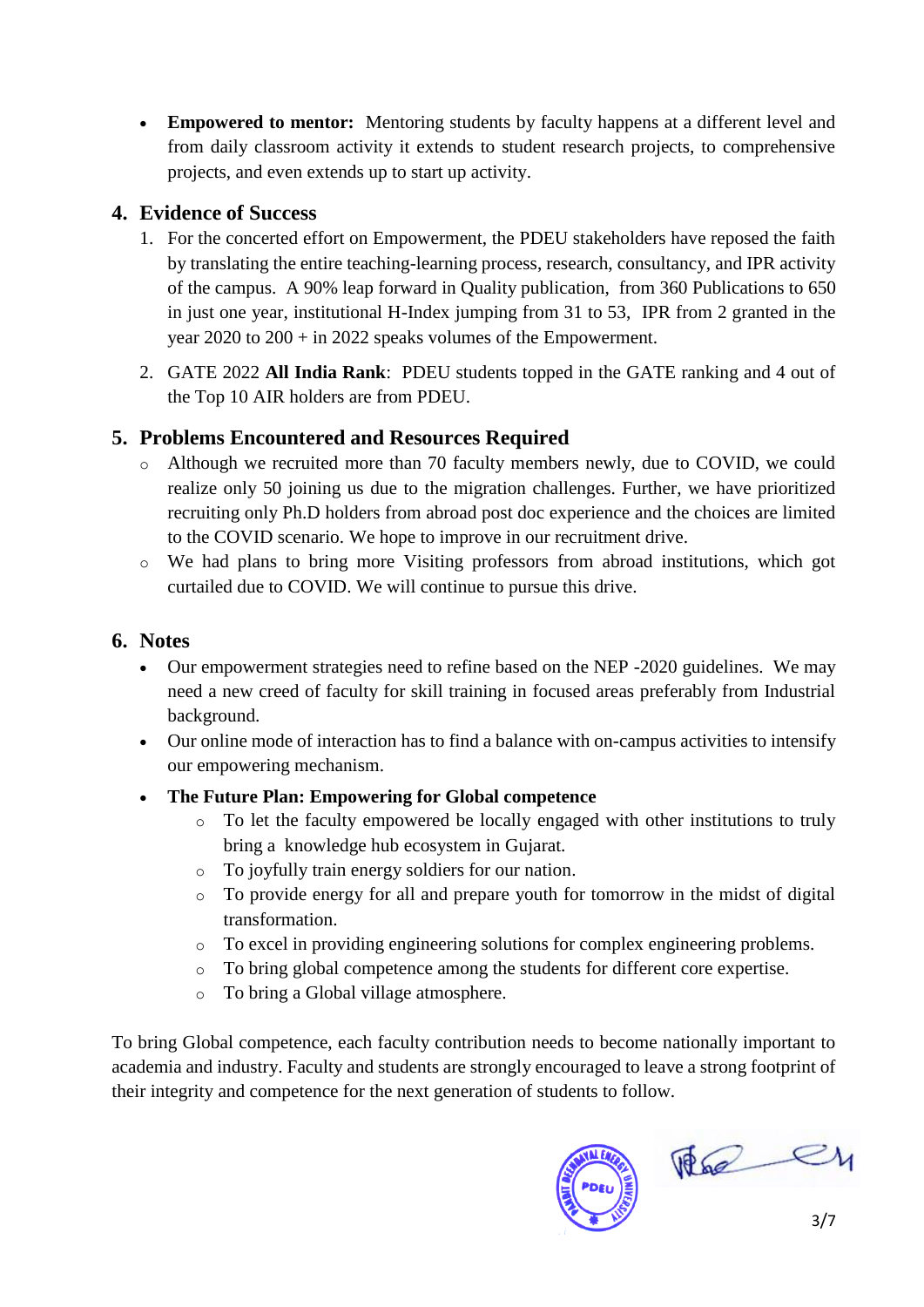- **Empowered to mentor:** Mentoring students by faculty happens at a different level and from daily classroom activity it extends to student research projects, to comprehensive projects, and even extends up to start up activity.

## 4. Evidence of Success

1. For the concerted effort on Empowerment, the PDEU stakeholders have reposed the faith by translating the entire teaching-learning process, research, consultancy, and IPR activity of the campus. A 90% leap forward in Quality publication, from 360 Publications to 650 in just one year, institutional H-Index jumping from 31 to 53, IPR from 2 granted in the year 2020 to 200 + in 2022 speaks volumes of the Empowerment.
2. GATE 2022 **All India Rank**: PDEU students topped in the GATE ranking and 4 out of the Top 10 AIR holders are from PDEU.

## 5. Problems Encountered and Resources Required

- Although we recruited more than 70 faculty members newly, due to COVID, we could realize only 50 joining us due to the migration challenges. Further, we have prioritized recruiting only Ph.D holders from abroad post doc experience and the choices are limited to the COVID scenario. We hope to improve in our recruitment drive.
- We had plans to bring more Visiting professors from abroad institutions, which got curtailed due to COVID. We will continue to pursue this drive.

## 6. Notes

- Our empowerment strategies need to refine based on the NEP -2020 guidelines. We may need a new creed of faculty for skill training in focused areas preferably from Industrial background.
- Our online mode of interaction has to find a balance with on-campus activities to intensify our empowering mechanism.
- **The Future Plan: Empowering for Global competence**
  - To let the faculty empowered be locally engaged with other institutions to truly bring a knowledge hub ecosystem in Gujarat.
  - To joyfully train energy soldiers for our nation.
  - To provide energy for all and prepare youth for tomorrow in the midst of digital transformation.
  - To excel in providing engineering solutions for complex engineering problems.
  - To bring global competence among the students for different core expertise.
  - To bring a Global village atmosphere.

To bring Global competence, each faculty contribution needs to become nationally important to academia and industry. Faculty and students are strongly encouraged to leave a strong footprint of their integrity and competence for the next generation of students to follow.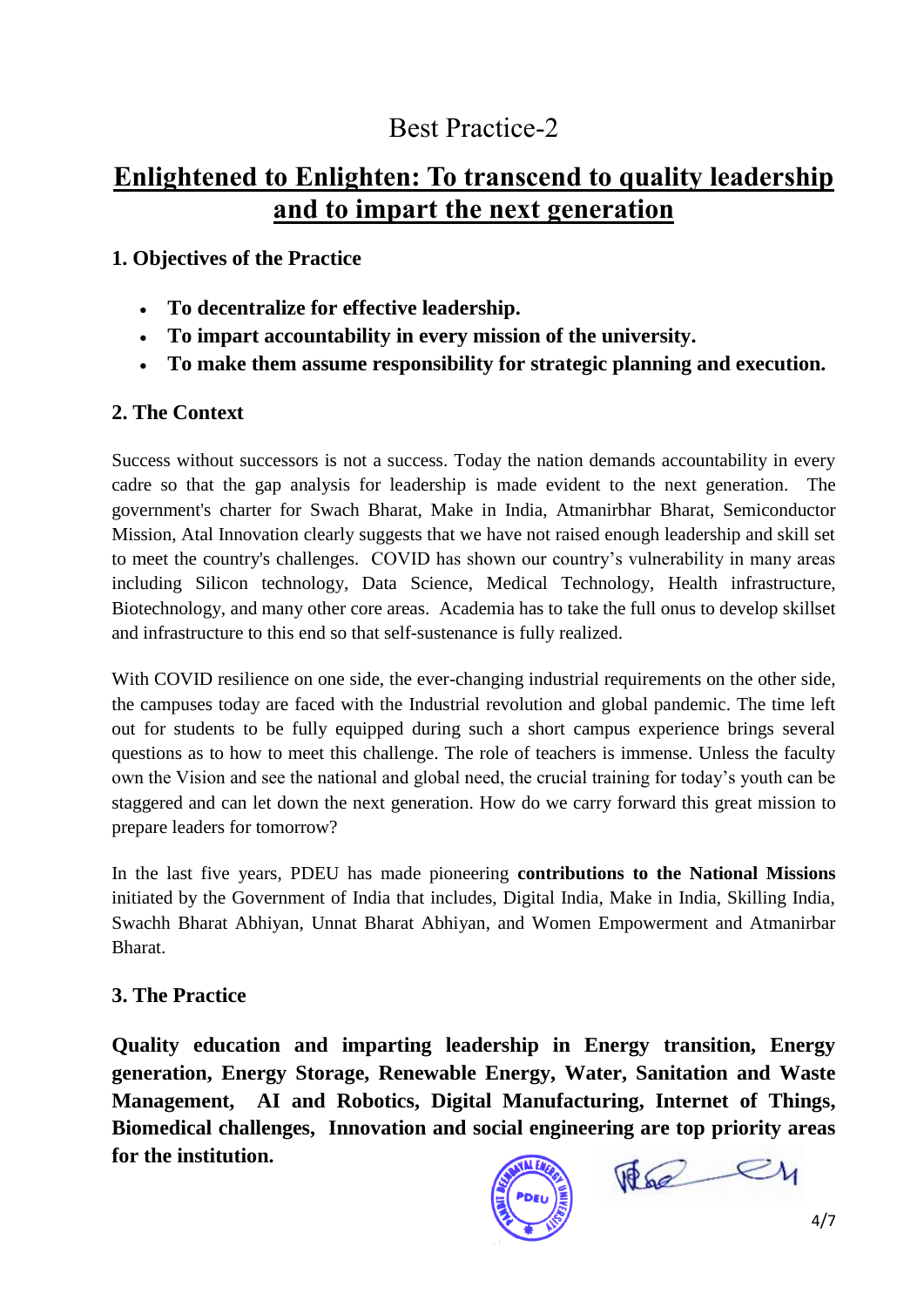# Best Practice-2

## Enlightened to Enlighten: To transcend to quality leadership and to impart the next generation

### 1. Objectives of the Practice

- **To decentralize for effective leadership.**
- **To impart accountability in every mission of the university.**
- **To make them assume responsibility for strategic planning and execution.**

### 2. The Context

Success without successors is not a success. Today the nation demands accountability in every cadre so that the gap analysis for leadership is made evident to the next generation. The government's charter for Swach Bharat, Make in India, Atmanirbhar Bharat, Semiconductor Mission, Atal Innovation clearly suggests that we have not raised enough leadership and skill set to meet the country's challenges. COVID has shown our country's vulnerability in many areas including Silicon technology, Data Science, Medical Technology, Health infrastructure, Biotechnology, and many other core areas. Academia has to take the full onus to develop skillset and infrastructure to this end so that self-sustenance is fully realized.

With COVID resilience on one side, the ever-changing industrial requirements on the other side, the campuses today are faced with the Industrial revolution and global pandemic. The time left out for students to be fully equipped during such a short campus experience brings several questions as to how to meet this challenge. The role of teachers is immense. Unless the faculty own the Vision and see the national and global need, the crucial training for today's youth can be staggered and can let down the next generation. How do we carry forward this great mission to prepare leaders for tomorrow?

In the last five years, PDEU has made pioneering **contributions to the National Missions** initiated by the Government of India that includes, Digital India, Make in India, Skilling India, Swachh Bharat Abhiyan, Unnat Bharat Abhiyan, and Women Empowerment and Atmanirbar Bharat.

### 3. The Practice

**Quality education and imparting leadership in Energy transition, Energy generation, Energy Storage, Renewable Energy, Water, Sanitation and Waste Management, AI and Robotics, Digital Manufacturing, Internet of Things, Biomedical challenges, Innovation and social engineering are top priority areas for the institution.**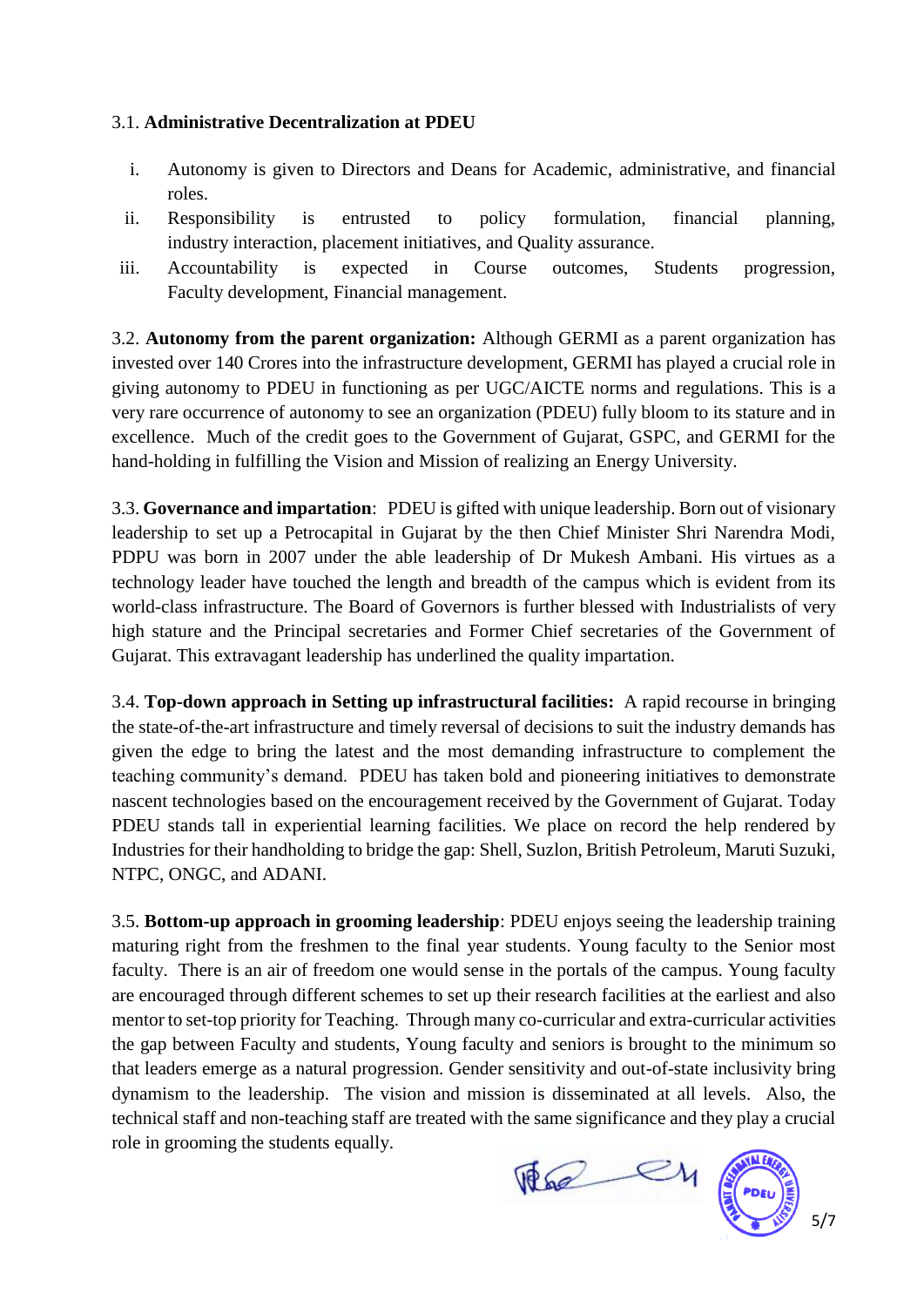3.1. **Administrative Decentralization at PDEU**

i. Autonomy is given to Directors and Deans for Academic, administrative, and financial roles.
ii. Responsibility is entrusted to policy formulation, financial planning, industry interaction, placement initiatives, and Quality assurance.
iii. Accountability is expected in Course outcomes, Students progression, Faculty development, Financial management.

3.2. **Autonomy from the parent organization:** Although GERMI as a parent organization has invested over 140 Crores into the infrastructure development, GERMI has played a crucial role in giving autonomy to PDEU in functioning as per UGC/AICTE norms and regulations. This is a very rare occurrence of autonomy to see an organization (PDEU) fully bloom to its stature and in excellence. Much of the credit goes to the Government of Gujarat, GSPC, and GERMI for the hand-holding in fulfilling the Vision and Mission of realizing an Energy University.

3.3. **Governance and impartation**: PDEU is gifted with unique leadership. Born out of visionary leadership to set up a Petrocapital in Gujarat by the then Chief Minister Shri Narendra Modi, PDPU was born in 2007 under the able leadership of Dr Mukesh Ambani. His virtues as a technology leader have touched the length and breadth of the campus which is evident from its world-class infrastructure. The Board of Governors is further blessed with Industrialists of very high stature and the Principal secretaries and Former Chief secretaries of the Government of Gujarat. This extravagant leadership has underlined the quality impartation.

3.4. **Top-down approach in Setting up infrastructural facilities:** A rapid recourse in bringing the state-of-the-art infrastructure and timely reversal of decisions to suit the industry demands has given the edge to bring the latest and the most demanding infrastructure to complement the teaching community's demand. PDEU has taken bold and pioneering initiatives to demonstrate nascent technologies based on the encouragement received by the Government of Gujarat. Today PDEU stands tall in experiential learning facilities. We place on record the help rendered by Industries for their handholding to bridge the gap: Shell, Suzlon, British Petroleum, Maruti Suzuki, NTPC, ONGC, and ADANI.

3.5. **Bottom-up approach in grooming leadership**: PDEU enjoys seeing the leadership training maturing right from the freshmen to the final year students. Young faculty to the Senior most faculty. There is an air of freedom one would sense in the portals of the campus. Young faculty are encouraged through different schemes to set up their research facilities at the earliest and also mentor to set-top priority for Teaching. Through many co-curricular and extra-curricular activities the gap between Faculty and students, Young faculty and seniors is brought to the minimum so that leaders emerge as a natural progression. Gender sensitivity and out-of-state inclusivity bring dynamism to the leadership. The vision and mission is disseminated at all levels. Also, the technical staff and non-teaching staff are treated with the same significance and they play a crucial role in grooming the students equally.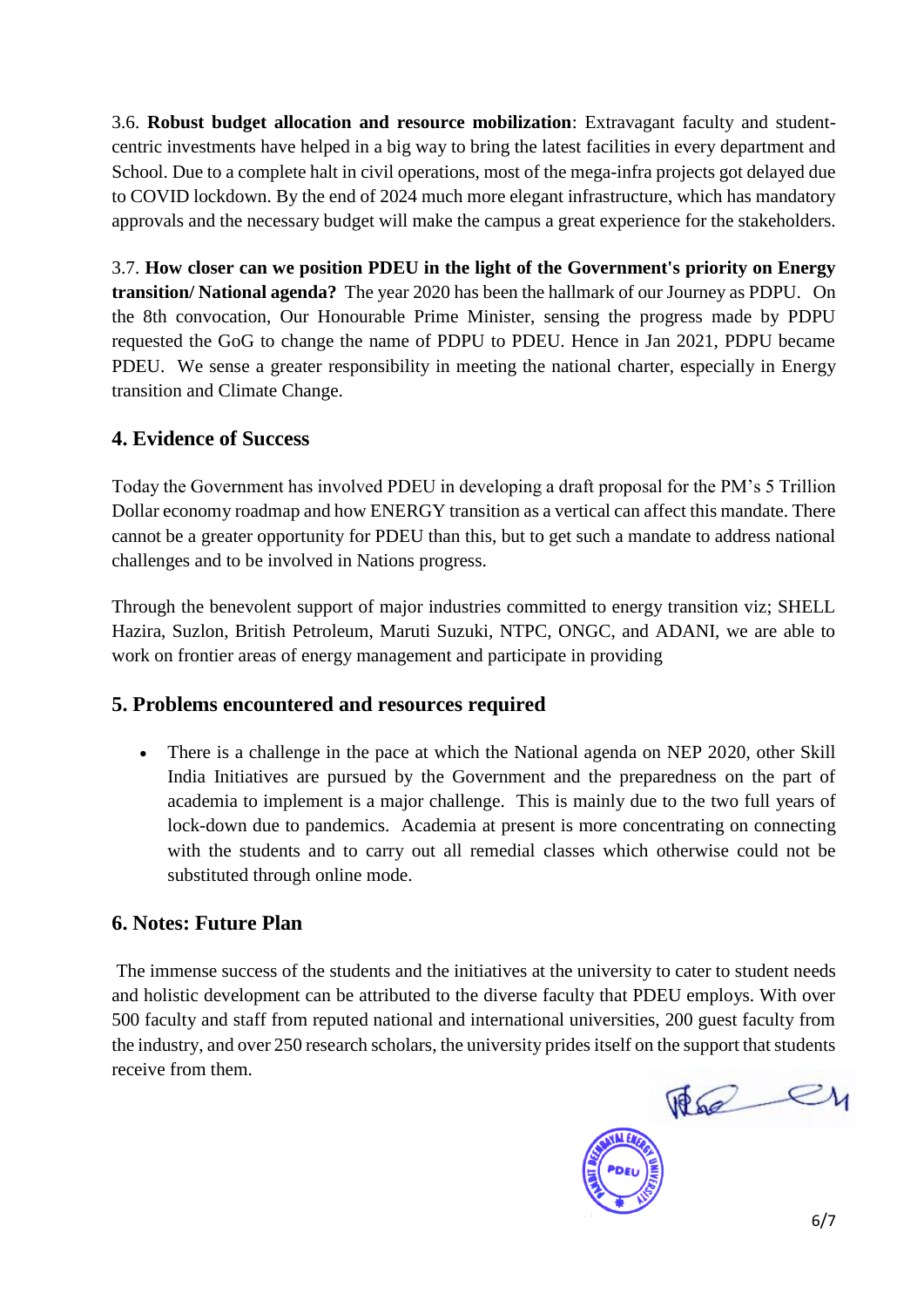3.6. **Robust budget allocation and resource mobilization**: Extravagant faculty and student-centric investments have helped in a big way to bring the latest facilities in every department and School. Due to a complete halt in civil operations, most of the mega-infra projects got delayed due to COVID lockdown. By the end of 2024 much more elegant infrastructure, which has mandatory approvals and the necessary budget will make the campus a great experience for the stakeholders.

3.7. **How closer can we position PDEU in the light of the Government's priority on Energy transition/ National agenda?** The year 2020 has been the hallmark of our Journey as PDPU. On the 8th convocation, Our Honourable Prime Minister, sensing the progress made by PDPU requested the GoG to change the name of PDPU to PDEU. Hence in Jan 2021, PDPU became PDEU. We sense a greater responsibility in meeting the national charter, especially in Energy transition and Climate Change.

## 4. Evidence of Success

Today the Government has involved PDEU in developing a draft proposal for the PM's 5 Trillion Dollar economy roadmap and how ENERGY transition as a vertical can affect this mandate. There cannot be a greater opportunity for PDEU than this, but to get such a mandate to address national challenges and to be involved in Nations progress.

Through the benevolent support of major industries committed to energy transition viz; SHELL Hazira, Suzlon, British Petroleum, Maruti Suzuki, NTPC, ONGC, and ADANI, we are able to work on frontier areas of energy management and participate in providing

## 5. Problems encountered and resources required

- There is a challenge in the pace at which the National agenda on NEP 2020, other Skill India Initiatives are pursued by the Government and the preparedness on the part of academia to implement is a major challenge. This is mainly due to the two full years of lock-down due to pandemics. Academia at present is more concentrating on connecting with the students and to carry out all remedial classes which otherwise could not be substituted through online mode.

## 6. Notes: Future Plan

The immense success of the students and the initiatives at the university to cater to student needs and holistic development can be attributed to the diverse faculty that PDEU employs. With over 500 faculty and staff from reputed national and international universities, 200 guest faculty from the industry, and over 250 research scholars, the university prides itself on the support that students receive from them.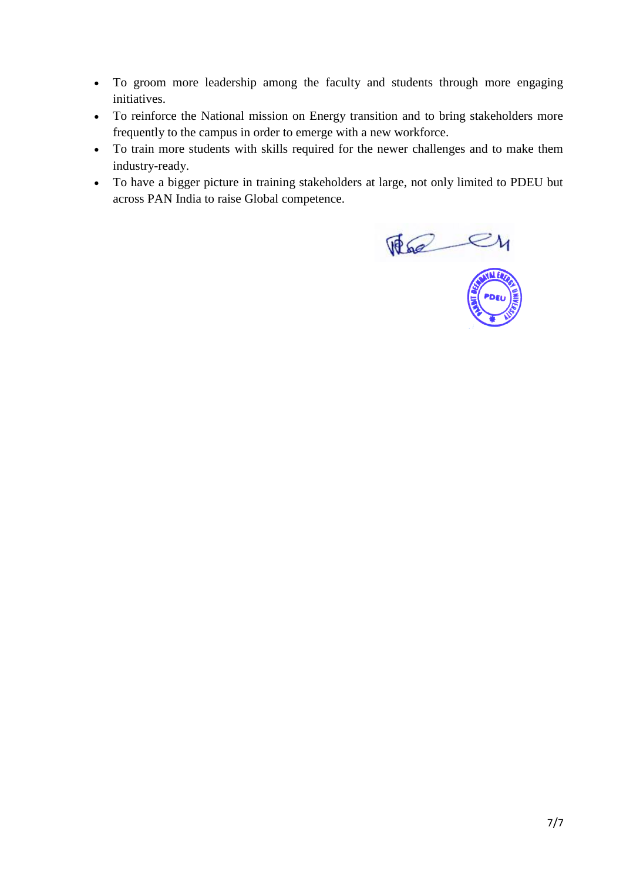- To groom more leadership among the faculty and students through more engaging initiatives.
- To reinforce the National mission on Energy transition and to bring stakeholders more frequently to the campus in order to emerge with a new workforce.
- To train more students with skills required for the newer challenges and to make them industry-ready.
- To have a bigger picture in training stakeholders at large, not only limited to PDEU but across PAN India to raise Global competence.